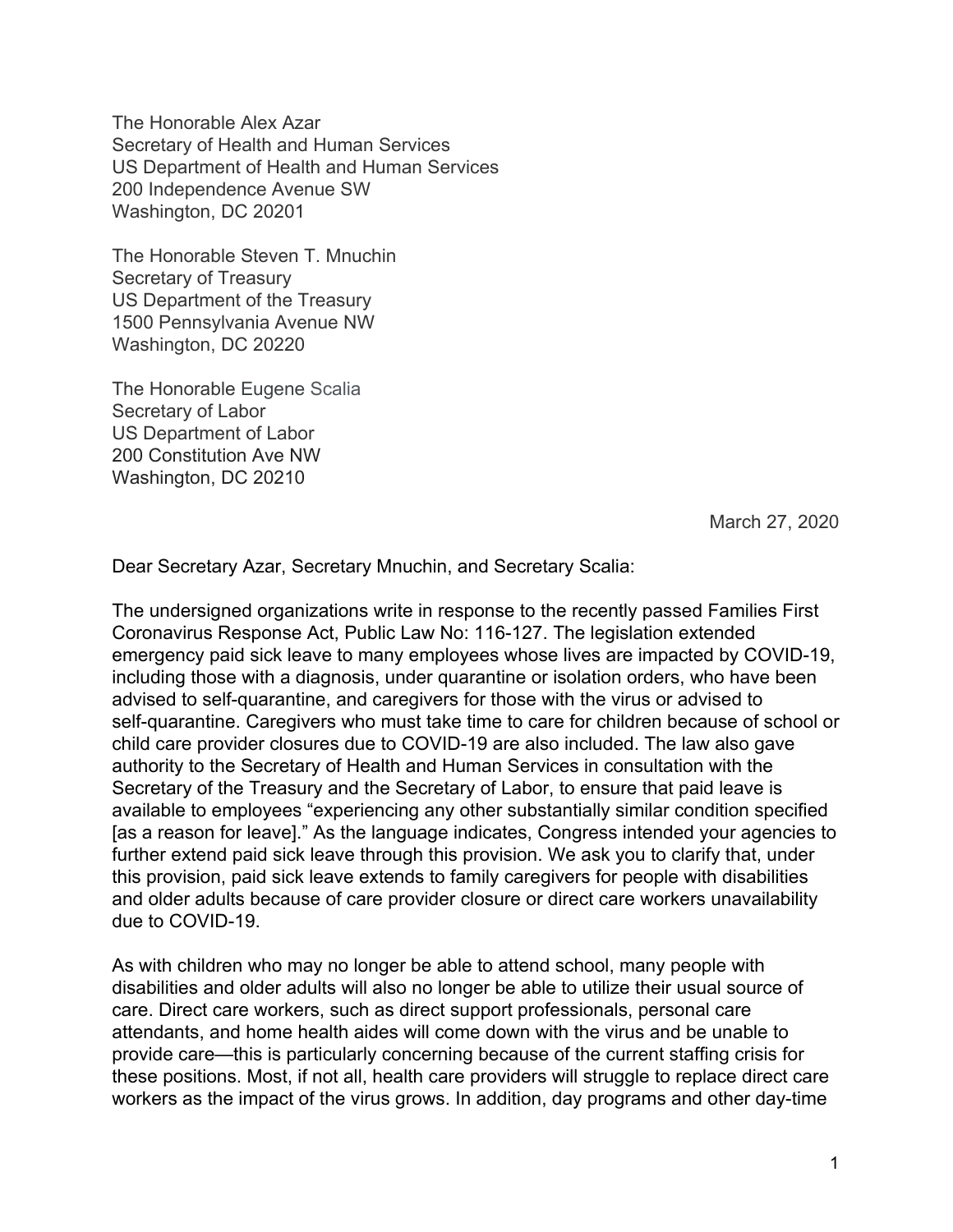The Honorable Alex Azar
Secretary of Health and Human Services
US Department of Health and Human Services
200 Independence Avenue SW
Washington, DC 20201

The Honorable Steven T. Mnuchin
Secretary of Treasury
US Department of the Treasury
1500 Pennsylvania Avenue NW
Washington, DC 20220

The Honorable Eugene Scalia
Secretary of Labor
US Department of Labor
200 Constitution Ave NW
Washington, DC 20210

March 27, 2020

Dear Secretary Azar, Secretary Mnuchin, and Secretary Scalia:

The undersigned organizations write in response to the recently passed Families First Coronavirus Response Act, Public Law No: 116-127. The legislation extended emergency paid sick leave to many employees whose lives are impacted by COVID-19, including those with a diagnosis, under quarantine or isolation orders, who have been advised to self-quarantine, and caregivers for those with the virus or advised to self-quarantine. Caregivers who must take time to care for children because of school or child care provider closures due to COVID-19 are also included. The law also gave authority to the Secretary of Health and Human Services in consultation with the Secretary of the Treasury and the Secretary of Labor, to ensure that paid leave is available to employees "experiencing any other substantially similar condition specified [as a reason for leave]." As the language indicates, Congress intended your agencies to further extend paid sick leave through this provision. We ask you to clarify that, under this provision, paid sick leave extends to family caregivers for people with disabilities and older adults because of care provider closure or direct care workers unavailability due to COVID-19.

As with children who may no longer be able to attend school, many people with disabilities and older adults will also no longer be able to utilize their usual source of care. Direct care workers, such as direct support professionals, personal care attendants, and home health aides will come down with the virus and be unable to provide care—this is particularly concerning because of the current staffing crisis for these positions. Most, if not all, health care providers will struggle to replace direct care workers as the impact of the virus grows. In addition, day programs and other day-time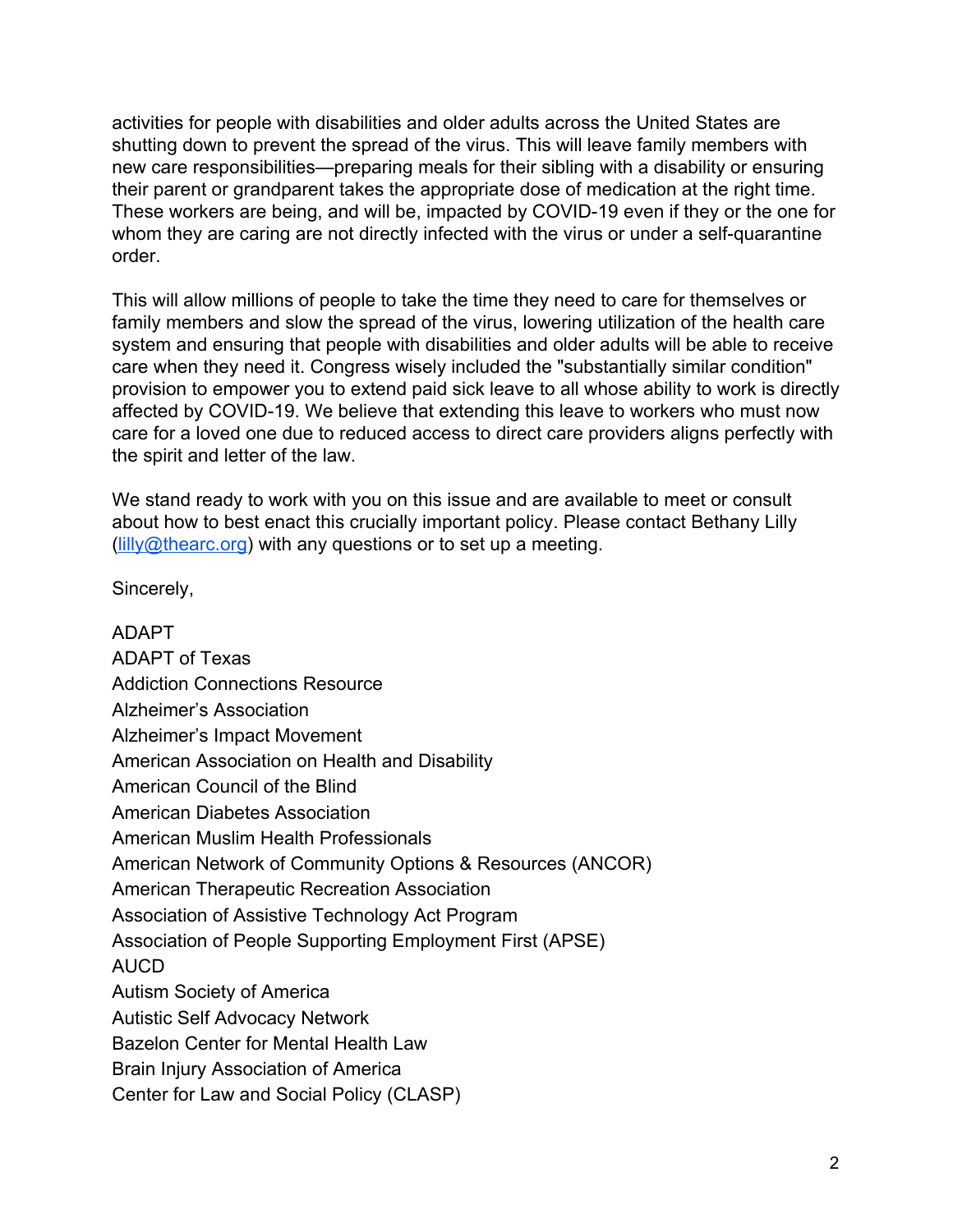activities for people with disabilities and older adults across the United States are shutting down to prevent the spread of the virus. This will leave family members with new care responsibilities—preparing meals for their sibling with a disability or ensuring their parent or grandparent takes the appropriate dose of medication at the right time. These workers are being, and will be, impacted by COVID-19 even if they or the one for whom they are caring are not directly infected with the virus or under a self-quarantine order.

This will allow millions of people to take the time they need to care for themselves or family members and slow the spread of the virus, lowering utilization of the health care system and ensuring that people with disabilities and older adults will be able to receive care when they need it. Congress wisely included the "substantially similar condition" provision to empower you to extend paid sick leave to all whose ability to work is directly affected by COVID-19. We believe that extending this leave to workers who must now care for a loved one due to reduced access to direct care providers aligns perfectly with the spirit and letter of the law.

We stand ready to work with you on this issue and are available to meet or consult about how to best enact this crucially important policy. Please contact Bethany Lilly ([lilly@thearc.org](mailto:lilly@thearc.org)) with any questions or to set up a meeting.

Sincerely,

ADAPT
ADAPT of Texas
Addiction Connections Resource
Alzheimer's Association
Alzheimer's Impact Movement
American Association on Health and Disability
American Council of the Blind
American Diabetes Association
American Muslim Health Professionals
American Network of Community Options & Resources (ANCOR)
American Therapeutic Recreation Association
Association of Assistive Technology Act Program
Association of People Supporting Employment First (APSE)
AUCD
Autism Society of America
Autistic Self Advocacy Network
Bazelon Center for Mental Health Law
Brain Injury Association of America
Center for Law and Social Policy (CLASP)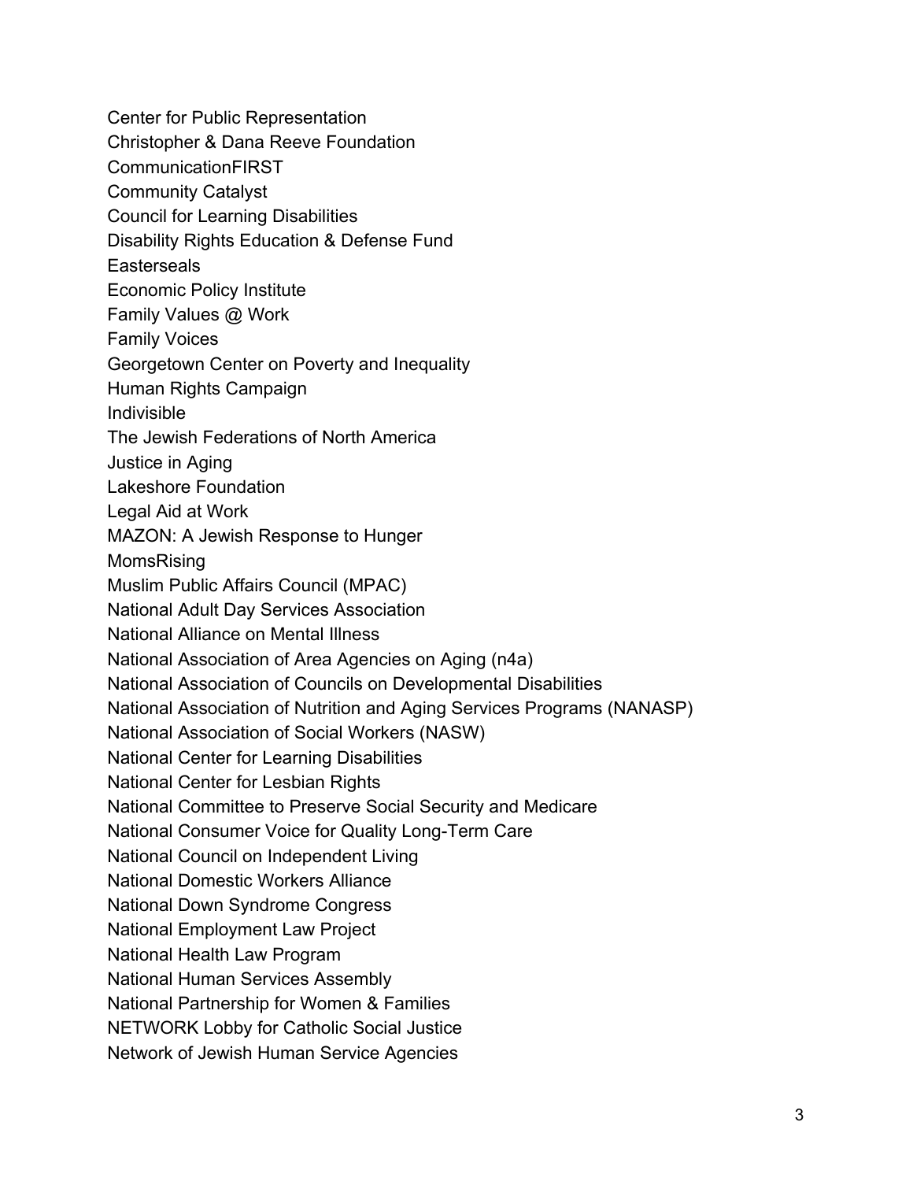Center for Public Representation
Christopher & Dana Reeve Foundation
CommunicationFIRST
Community Catalyst
Council for Learning Disabilities
Disability Rights Education & Defense Fund
Easterseals
Economic Policy Institute
Family Values @ Work
Family Voices
Georgetown Center on Poverty and Inequality
Human Rights Campaign
Indivisible
The Jewish Federations of North America
Justice in Aging
Lakeshore Foundation
Legal Aid at Work
MAZON: A Jewish Response to Hunger
MomsRising
Muslim Public Affairs Council (MPAC)
National Adult Day Services Association
National Alliance on Mental Illness
National Association of Area Agencies on Aging (n4a)
National Association of Councils on Developmental Disabilities
National Association of Nutrition and Aging Services Programs (NANASP)
National Association of Social Workers (NASW)
National Center for Learning Disabilities
National Center for Lesbian Rights
National Committee to Preserve Social Security and Medicare
National Consumer Voice for Quality Long-Term Care
National Council on Independent Living
National Domestic Workers Alliance
National Down Syndrome Congress
National Employment Law Project
National Health Law Program
National Human Services Assembly
National Partnership for Women & Families
NETWORK Lobby for Catholic Social Justice
Network of Jewish Human Service Agencies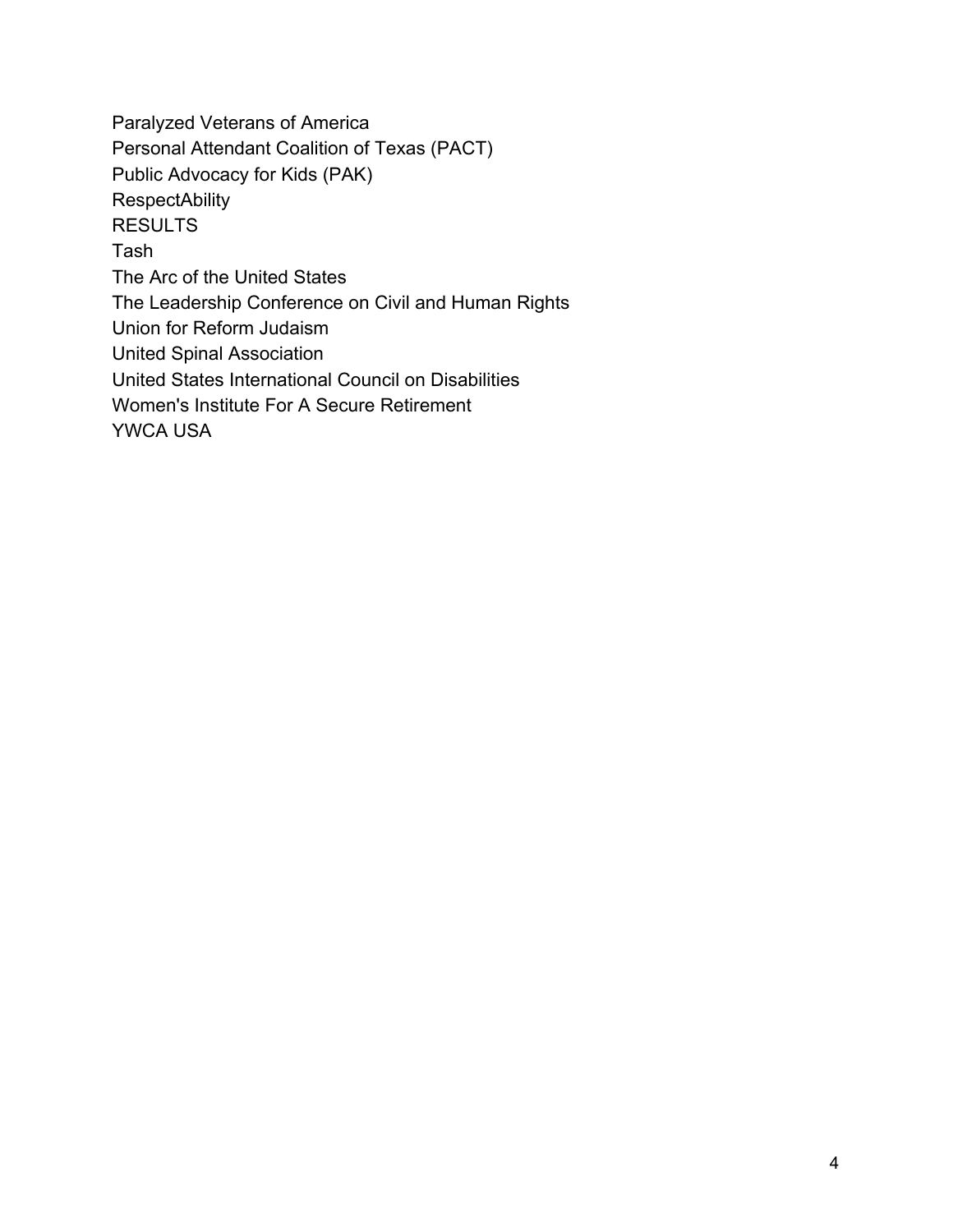Paralyzed Veterans of America
Personal Attendant Coalition of Texas (PACT)
Public Advocacy for Kids (PAK)
RespectAbility
RESULTS
Tash
The Arc of the United States
The Leadership Conference on Civil and Human Rights
Union for Reform Judaism
United Spinal Association
United States International Council on Disabilities
Women's Institute For A Secure Retirement
YWCA USA